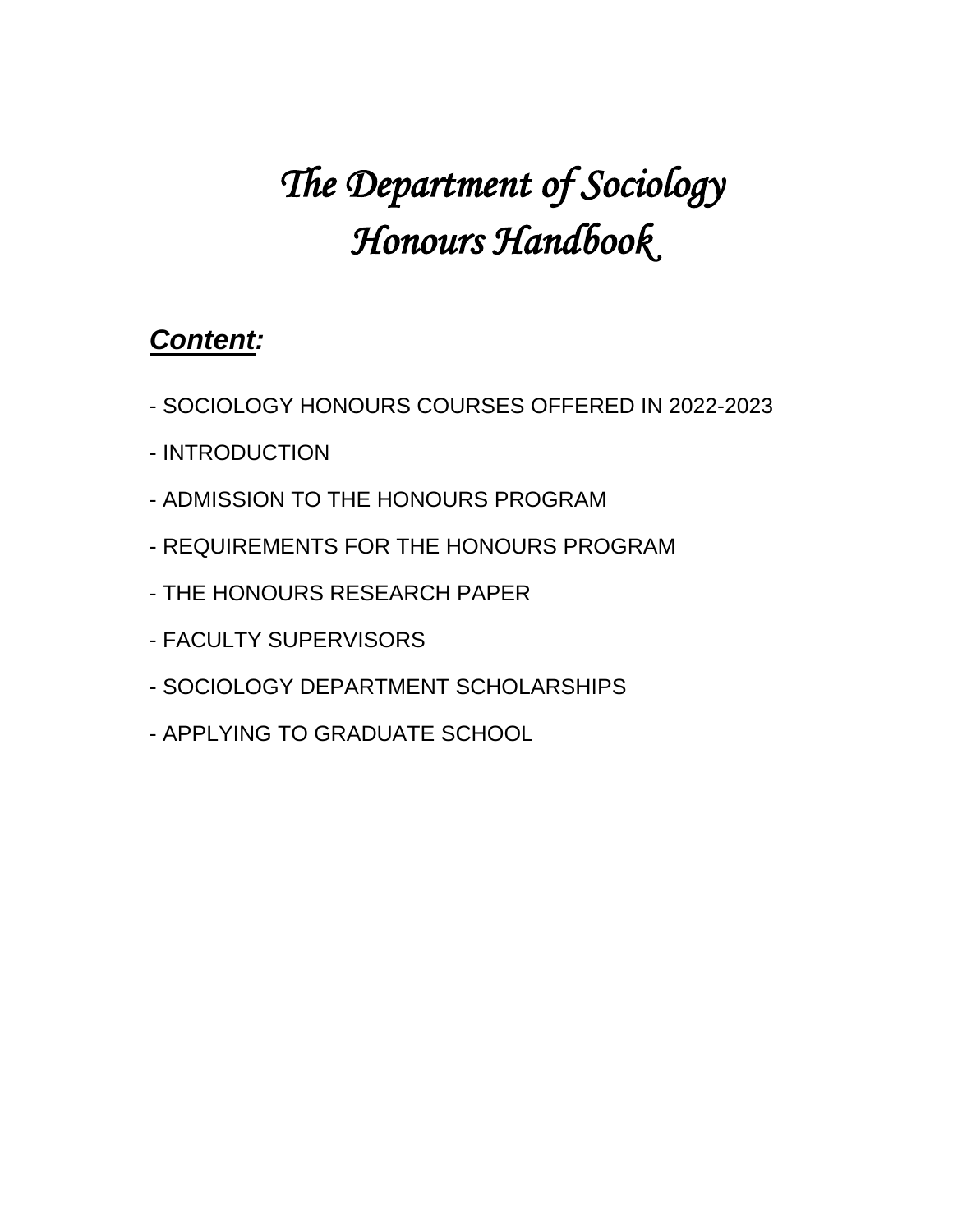# *The Department of Sociology Honours Handbook*

## ***Content:***

- SOCIOLOGY HONOURS COURSES OFFERED IN 2022-2023
- INTRODUCTION
- ADMISSION TO THE HONOURS PROGRAM
- REQUIREMENTS FOR THE HONOURS PROGRAM
- THE HONOURS RESEARCH PAPER
- FACULTY SUPERVISORS
- SOCIOLOGY DEPARTMENT SCHOLARSHIPS
- APPLYING TO GRADUATE SCHOOL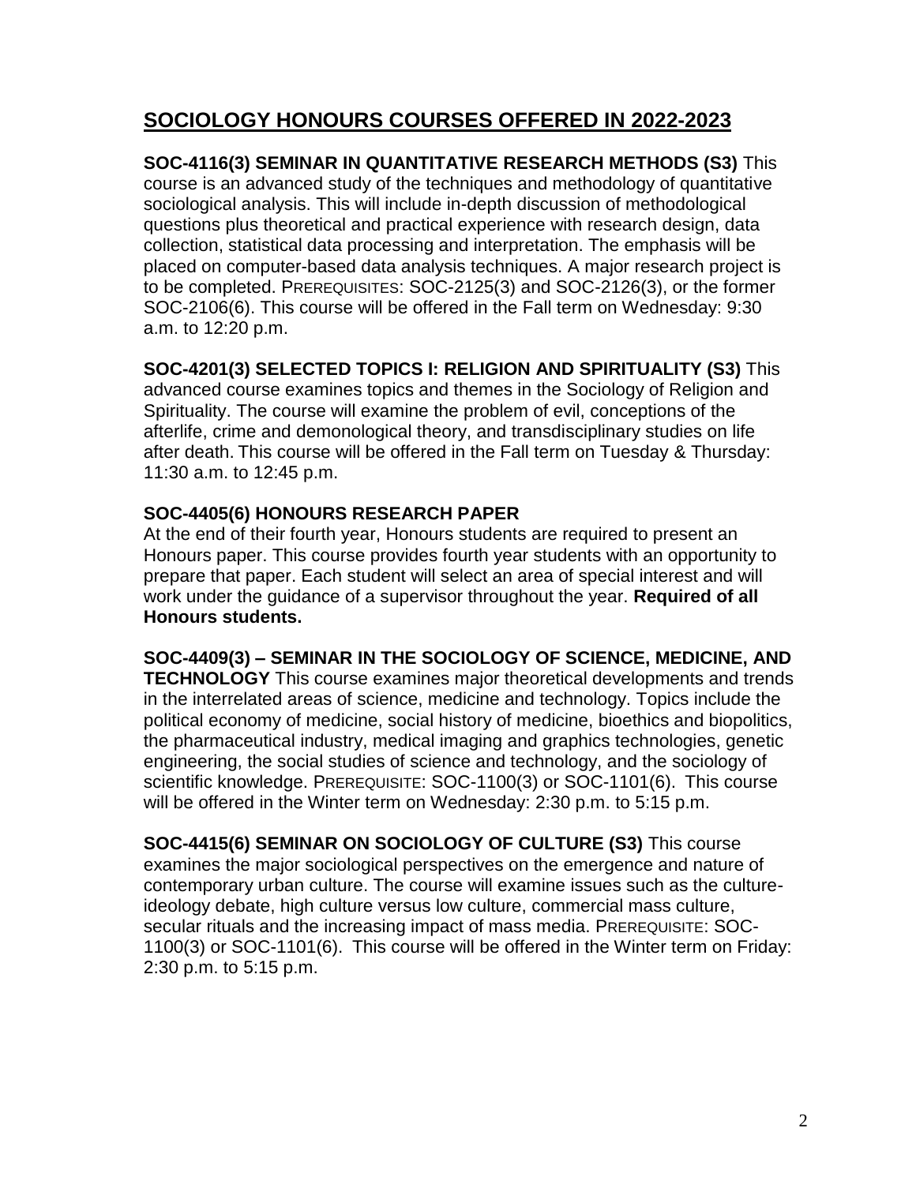## SOCIOLOGY HONOURS COURSES OFFERED IN 2022-2023

**SOC-4116(3) SEMINAR IN QUANTITATIVE RESEARCH METHODS (S3)** This course is an advanced study of the techniques and methodology of quantitative sociological analysis. This will include in-depth discussion of methodological questions plus theoretical and practical experience with research design, data collection, statistical data processing and interpretation. The emphasis will be placed on computer-based data analysis techniques. A major research project is to be completed. PREREQUISITES: SOC-2125(3) and SOC-2126(3), or the former SOC-2106(6). This course will be offered in the Fall term on Wednesday: 9:30 a.m. to 12:20 p.m.

**SOC-4201(3) SELECTED TOPICS I: RELIGION AND SPIRITUALITY (S3)** This advanced course examines topics and themes in the Sociology of Religion and Spirituality. The course will examine the problem of evil, conceptions of the afterlife, crime and demonological theory, and transdisciplinary studies on life after death. This course will be offered in the Fall term on Tuesday & Thursday: 11:30 a.m. to 12:45 p.m.

**SOC-4405(6) HONOURS RESEARCH PAPER**
At the end of their fourth year, Honours students are required to present an Honours paper. This course provides fourth year students with an opportunity to prepare that paper. Each student will select an area of special interest and will work under the guidance of a supervisor throughout the year. **Required of all Honours students.**

**SOC-4409(3) – SEMINAR IN THE SOCIOLOGY OF SCIENCE, MEDICINE, AND TECHNOLOGY** This course examines major theoretical developments and trends in the interrelated areas of science, medicine and technology. Topics include the political economy of medicine, social history of medicine, bioethics and biopolitics, the pharmaceutical industry, medical imaging and graphics technologies, genetic engineering, the social studies of science and technology, and the sociology of scientific knowledge. PREREQUISITE: SOC-1100(3) or SOC-1101(6). This course will be offered in the Winter term on Wednesday: 2:30 p.m. to 5:15 p.m.

**SOC-4415(6) SEMINAR ON SOCIOLOGY OF CULTURE (S3)** This course examines the major sociological perspectives on the emergence and nature of contemporary urban culture. The course will examine issues such as the culture-ideology debate, high culture versus low culture, commercial mass culture, secular rituals and the increasing impact of mass media. PREREQUISITE: SOC-1100(3) or SOC-1101(6). This course will be offered in the Winter term on Friday: 2:30 p.m. to 5:15 p.m.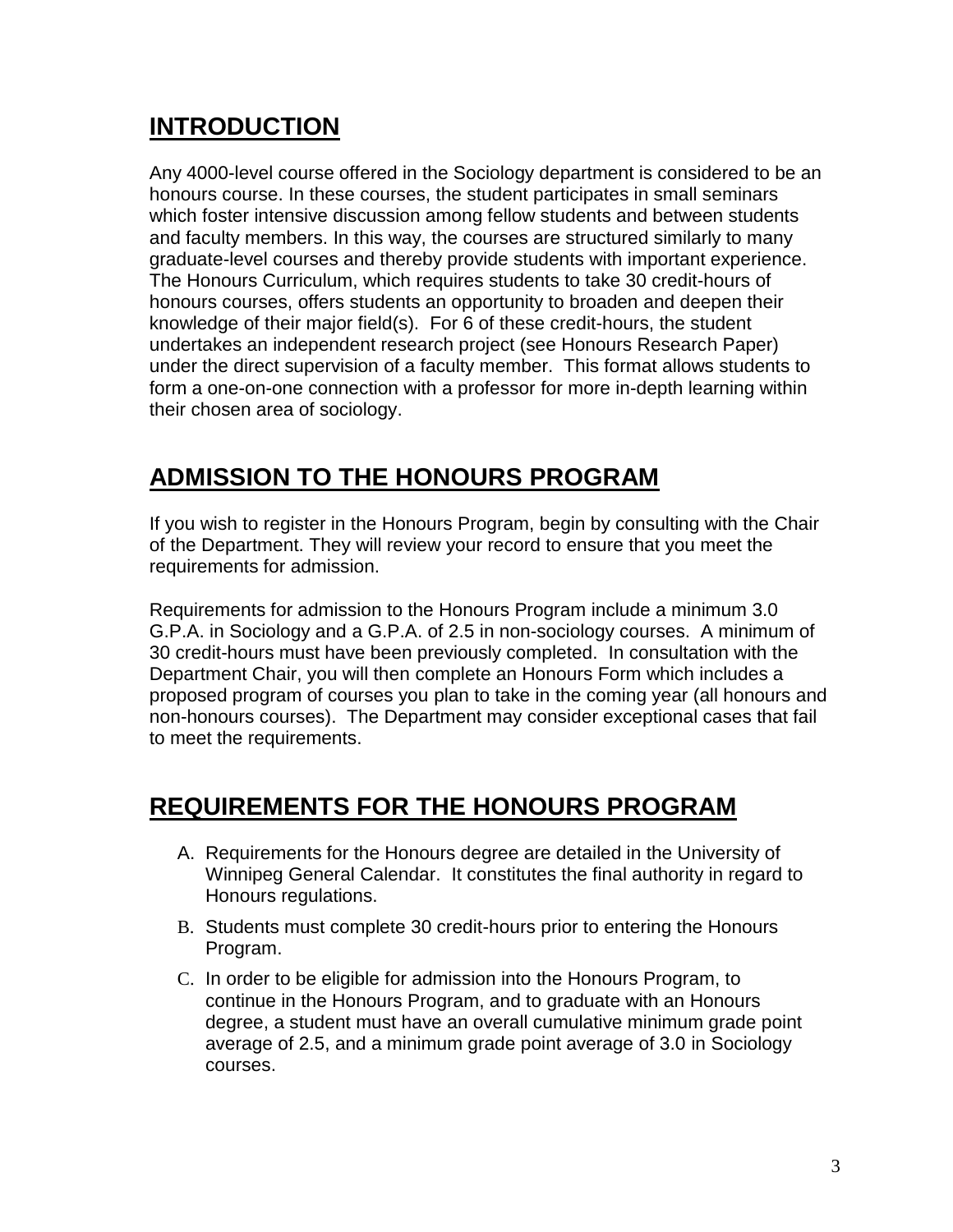# INTRODUCTION

Any 4000-level course offered in the Sociology department is considered to be an honours course. In these courses, the student participates in small seminars which foster intensive discussion among fellow students and between students and faculty members. In this way, the courses are structured similarly to many graduate-level courses and thereby provide students with important experience. The Honours Curriculum, which requires students to take 30 credit-hours of honours courses, offers students an opportunity to broaden and deepen their knowledge of their major field(s). For 6 of these credit-hours, the student undertakes an independent research project (see Honours Research Paper) under the direct supervision of a faculty member. This format allows students to form a one-on-one connection with a professor for more in-depth learning within their chosen area of sociology.

# ADMISSION TO THE HONOURS PROGRAM

If you wish to register in the Honours Program, begin by consulting with the Chair of the Department. They will review your record to ensure that you meet the requirements for admission.

Requirements for admission to the Honours Program include a minimum 3.0 G.P.A. in Sociology and a G.P.A. of 2.5 in non-sociology courses. A minimum of 30 credit-hours must have been previously completed. In consultation with the Department Chair, you will then complete an Honours Form which includes a proposed program of courses you plan to take in the coming year (all honours and non-honours courses). The Department may consider exceptional cases that fail to meet the requirements.

# REQUIREMENTS FOR THE HONOURS PROGRAM

A. Requirements for the Honours degree are detailed in the University of Winnipeg General Calendar. It constitutes the final authority in regard to Honours regulations.

B. Students must complete 30 credit-hours prior to entering the Honours Program.

C. In order to be eligible for admission into the Honours Program, to continue in the Honours Program, and to graduate with an Honours degree, a student must have an overall cumulative minimum grade point average of 2.5, and a minimum grade point average of 3.0 in Sociology courses.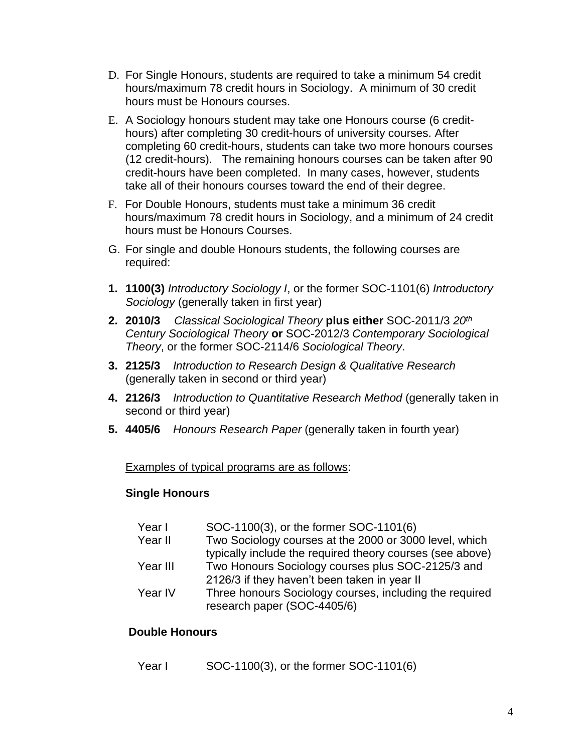D. For Single Honours, students are required to take a minimum 54 credit hours/maximum 78 credit hours in Sociology. A minimum of 30 credit hours must be Honours courses.

E. A Sociology honours student may take one Honours course (6 credit-hours) after completing 30 credit-hours of university courses. After completing 60 credit-hours, students can take two more honours courses (12 credit-hours). The remaining honours courses can be taken after 90 credit-hours have been completed. In many cases, however, students take all of their honours courses toward the end of their degree.

F. For Double Honours, students must take a minimum 36 credit hours/maximum 78 credit hours in Sociology, and a minimum of 24 credit hours must be Honours Courses.

G. For single and double Honours students, the following courses are required:

1. **1100(3)** *Introductory Sociology I*, or the former SOC-1101(6) *Introductory Sociology* (generally taken in first year)
2. **2010/3** *Classical Sociological Theory* **plus either** SOC-2011/3 *20th Century Sociological Theory* **or** SOC-2012/3 *Contemporary Sociological Theory*, or the former SOC-2114/6 *Sociological Theory*.
3. **2125/3** *Introduction to Research Design & Qualitative Research* (generally taken in second or third year)
4. **2126/3** *Introduction to Quantitative Research Method* (generally taken in second or third year)
5. **4405/6** *Honours Research Paper* (generally taken in fourth year)

Examples of typical programs are as follows:

**Single Honours**

| | |
|---|---|
| Year I | SOC-1100(3), or the former SOC-1101(6) |
| Year II | Two Sociology courses at the 2000 or 3000 level, which typically include the required theory courses (see above) |
| Year III | Two Honours Sociology courses plus SOC-2125/3 and 2126/3 if they haven't been taken in year II |
| Year IV | Three honours Sociology courses, including the required research paper (SOC-4405/6) |

**Double Honours**

| | |
|---|---|
| Year I | SOC-1100(3), or the former SOC-1101(6) |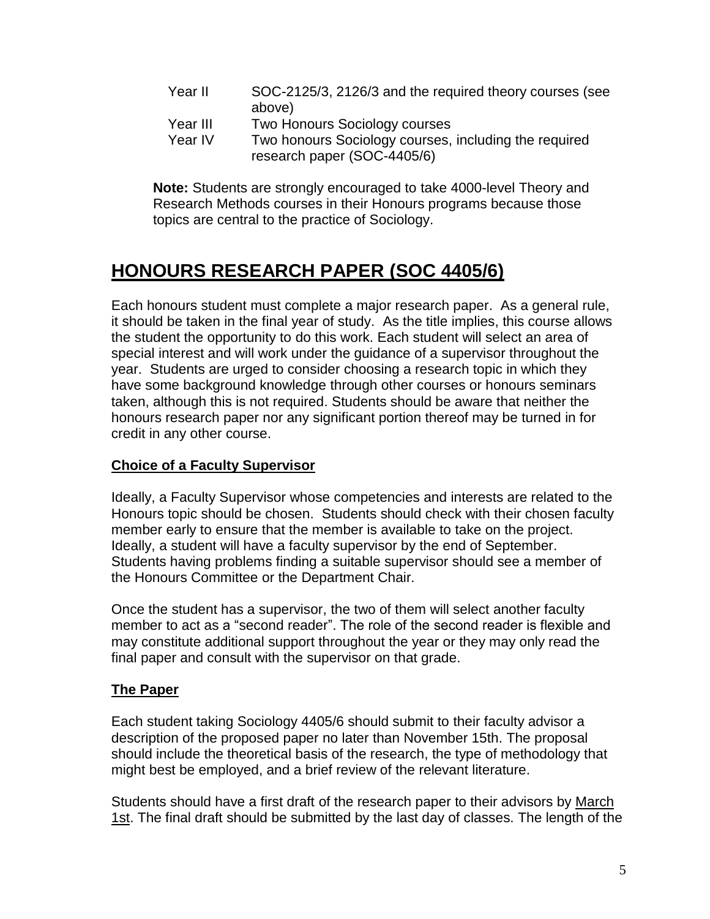| | |
|---|---|
| Year II | SOC-2125/3, 2126/3 and the required theory courses (see above) |
| Year III | Two Honours Sociology courses |
| Year IV | Two honours Sociology courses, including the required research paper (SOC-4405/6) |

**Note:** Students are strongly encouraged to take 4000-level Theory and Research Methods courses in their Honours programs because those topics are central to the practice of Sociology.

## HONOURS RESEARCH PAPER (SOC 4405/6)

Each honours student must complete a major research paper. As a general rule, it should be taken in the final year of study. As the title implies, this course allows the student the opportunity to do this work. Each student will select an area of special interest and will work under the guidance of a supervisor throughout the year. Students are urged to consider choosing a research topic in which they have some background knowledge through other courses or honours seminars taken, although this is not required. Students should be aware that neither the honours research paper nor any significant portion thereof may be turned in for credit in any other course.

### Choice of a Faculty Supervisor

Ideally, a Faculty Supervisor whose competencies and interests are related to the Honours topic should be chosen. Students should check with their chosen faculty member early to ensure that the member is available to take on the project. Ideally, a student will have a faculty supervisor by the end of September. Students having problems finding a suitable supervisor should see a member of the Honours Committee or the Department Chair.

Once the student has a supervisor, the two of them will select another faculty member to act as a "second reader". The role of the second reader is flexible and may constitute additional support throughout the year or they may only read the final paper and consult with the supervisor on that grade.

### The Paper

Each student taking Sociology 4405/6 should submit to their faculty advisor a description of the proposed paper no later than November 15th. The proposal should include the theoretical basis of the research, the type of methodology that might best be employed, and a brief review of the relevant literature.

Students should have a first draft of the research paper to their advisors by March 1st. The final draft should be submitted by the last day of classes. The length of the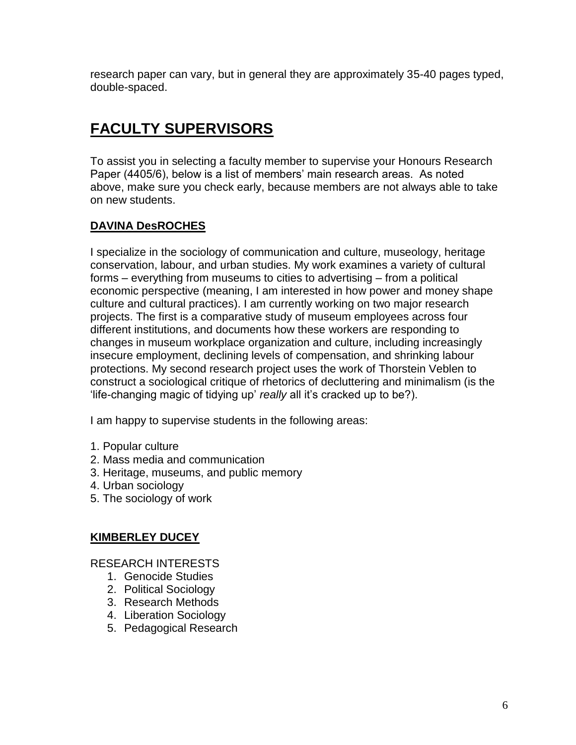research paper can vary, but in general they are approximately 35-40 pages typed, double-spaced.

# FACULTY SUPERVISORS

To assist you in selecting a faculty member to supervise your Honours Research Paper (4405/6), below is a list of members' main research areas. As noted above, make sure you check early, because members are not always able to take on new students.

## DAVINA DesROCHES

I specialize in the sociology of communication and culture, museology, heritage conservation, labour, and urban studies. My work examines a variety of cultural forms – everything from museums to cities to advertising – from a political economic perspective (meaning, I am interested in how power and money shape culture and cultural practices). I am currently working on two major research projects. The first is a comparative study of museum employees across four different institutions, and documents how these workers are responding to changes in museum workplace organization and culture, including increasingly insecure employment, declining levels of compensation, and shrinking labour protections. My second research project uses the work of Thorstein Veblen to construct a sociological critique of rhetorics of decluttering and minimalism (is the 'life-changing magic of tidying up' *really* all it's cracked up to be?).

I am happy to supervise students in the following areas:

1. Popular culture
2. Mass media and communication
3. Heritage, museums, and public memory
4. Urban sociology
5. The sociology of work

## KIMBERLEY DUCEY

RESEARCH INTERESTS

1. Genocide Studies
2. Political Sociology
3. Research Methods
4. Liberation Sociology
5. Pedagogical Research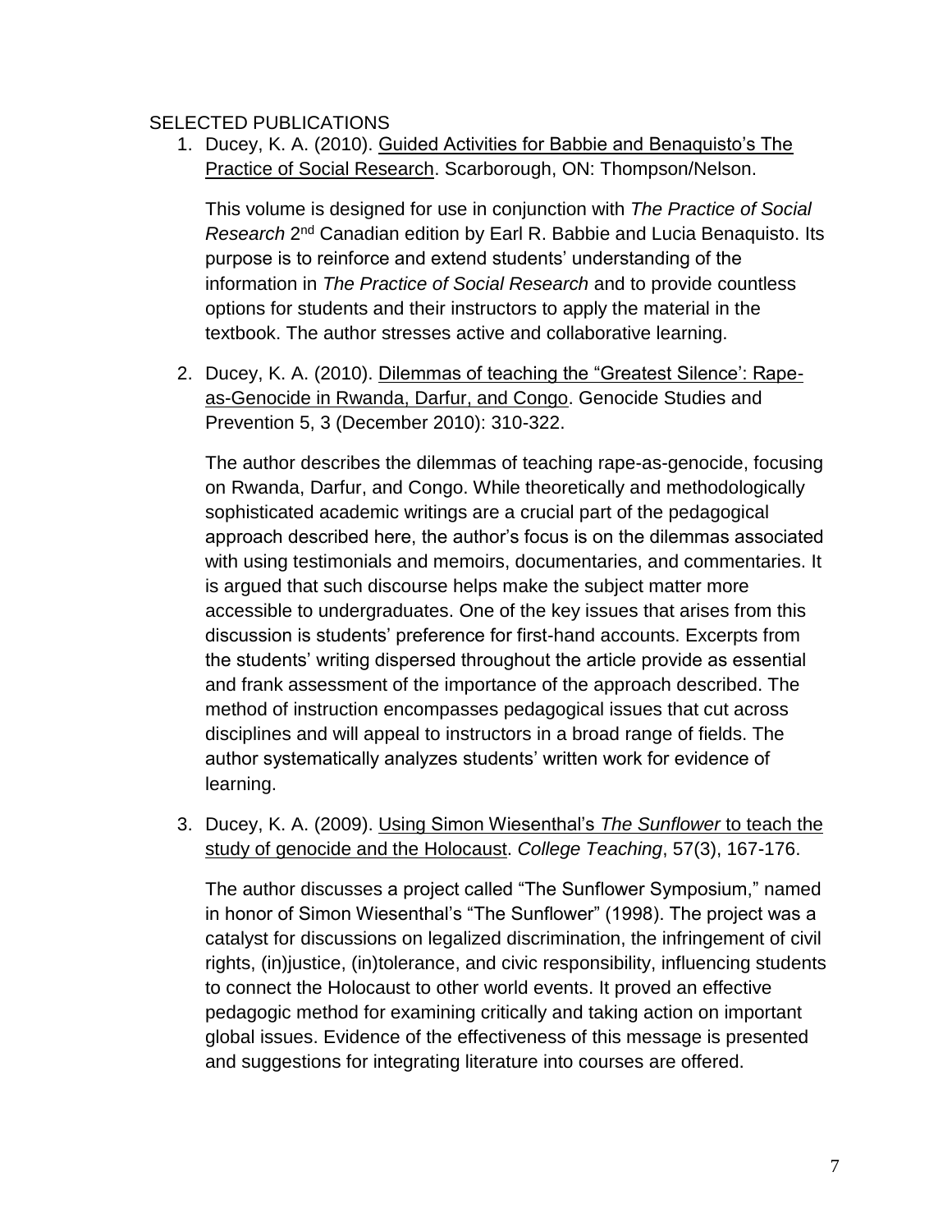## SELECTED PUBLICATIONS

1. Ducey, K. A. (2010). Guided Activities for Babbie and Benaquisto's The Practice of Social Research. Scarborough, ON: Thompson/Nelson.

   This volume is designed for use in conjunction with *The Practice of Social Research* 2nd Canadian edition by Earl R. Babbie and Lucia Benaquisto. Its purpose is to reinforce and extend students' understanding of the information in *The Practice of Social Research* and to provide countless options for students and their instructors to apply the material in the textbook. The author stresses active and collaborative learning.

2. Ducey, K. A. (2010). Dilemmas of teaching the "Greatest Silence': Rape-as-Genocide in Rwanda, Darfur, and Congo. Genocide Studies and Prevention 5, 3 (December 2010): 310-322.

   The author describes the dilemmas of teaching rape-as-genocide, focusing on Rwanda, Darfur, and Congo. While theoretically and methodologically sophisticated academic writings are a crucial part of the pedagogical approach described here, the author's focus is on the dilemmas associated with using testimonials and memoirs, documentaries, and commentaries. It is argued that such discourse helps make the subject matter more accessible to undergraduates. One of the key issues that arises from this discussion is students' preference for first-hand accounts. Excerpts from the students' writing dispersed throughout the article provide as essential and frank assessment of the importance of the approach described. The method of instruction encompasses pedagogical issues that cut across disciplines and will appeal to instructors in a broad range of fields. The author systematically analyzes students' written work for evidence of learning.

3. Ducey, K. A. (2009). Using Simon Wiesenthal's *The Sunflower* to teach the study of genocide and the Holocaust. *College Teaching*, 57(3), 167-176.

   The author discusses a project called "The Sunflower Symposium," named in honor of Simon Wiesenthal's "The Sunflower" (1998). The project was a catalyst for discussions on legalized discrimination, the infringement of civil rights, (in)justice, (in)tolerance, and civic responsibility, influencing students to connect the Holocaust to other world events. It proved an effective pedagogic method for examining critically and taking action on important global issues. Evidence of the effectiveness of this message is presented and suggestions for integrating literature into courses are offered.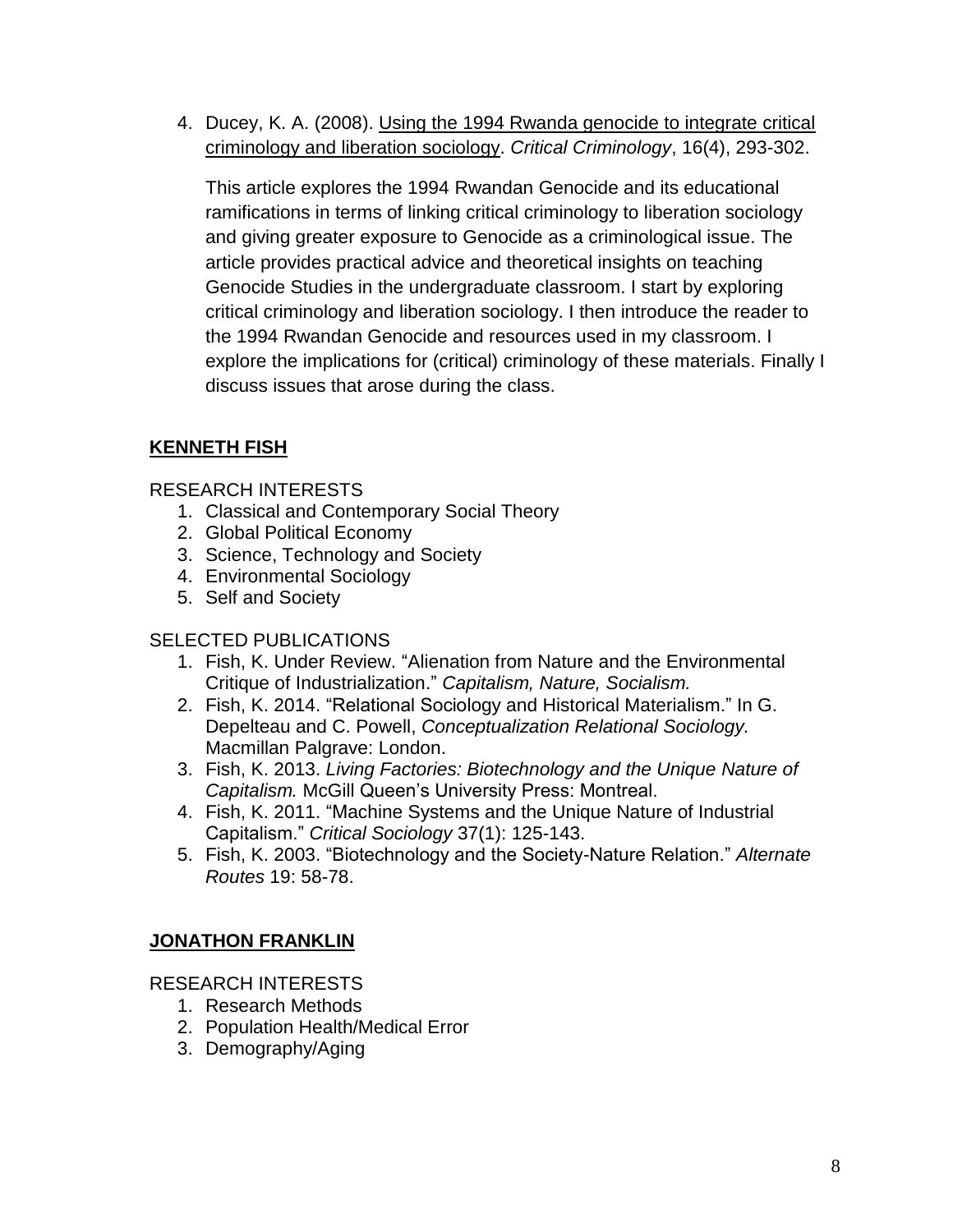4. Ducey, K. A. (2008). Using the 1994 Rwanda genocide to integrate critical criminology and liberation sociology. *Critical Criminology*, 16(4), 293-302.

   This article explores the 1994 Rwandan Genocide and its educational ramifications in terms of linking critical criminology to liberation sociology and giving greater exposure to Genocide as a criminological issue. The article provides practical advice and theoretical insights on teaching Genocide Studies in the undergraduate classroom. I start by exploring critical criminology and liberation sociology. I then introduce the reader to the 1994 Rwandan Genocide and resources used in my classroom. I explore the implications for (critical) criminology of these materials. Finally I discuss issues that arose during the class.

## KENNETH FISH

RESEARCH INTERESTS

1. Classical and Contemporary Social Theory
2. Global Political Economy
3. Science, Technology and Society
4. Environmental Sociology
5. Self and Society

SELECTED PUBLICATIONS

1. Fish, K. Under Review. "Alienation from Nature and the Environmental Critique of Industrialization." *Capitalism, Nature, Socialism.*
2. Fish, K. 2014. "Relational Sociology and Historical Materialism." In G. Depelteau and C. Powell, *Conceptualization Relational Sociology.* Macmillan Palgrave: London.
3. Fish, K. 2013. *Living Factories: Biotechnology and the Unique Nature of Capitalism.* McGill Queen's University Press: Montreal.
4. Fish, K. 2011. "Machine Systems and the Unique Nature of Industrial Capitalism." *Critical Sociology* 37(1): 125-143.
5. Fish, K. 2003. "Biotechnology and the Society-Nature Relation." *Alternate Routes* 19: 58-78.

## JONATHON FRANKLIN

RESEARCH INTERESTS

1. Research Methods
2. Population Health/Medical Error
3. Demography/Aging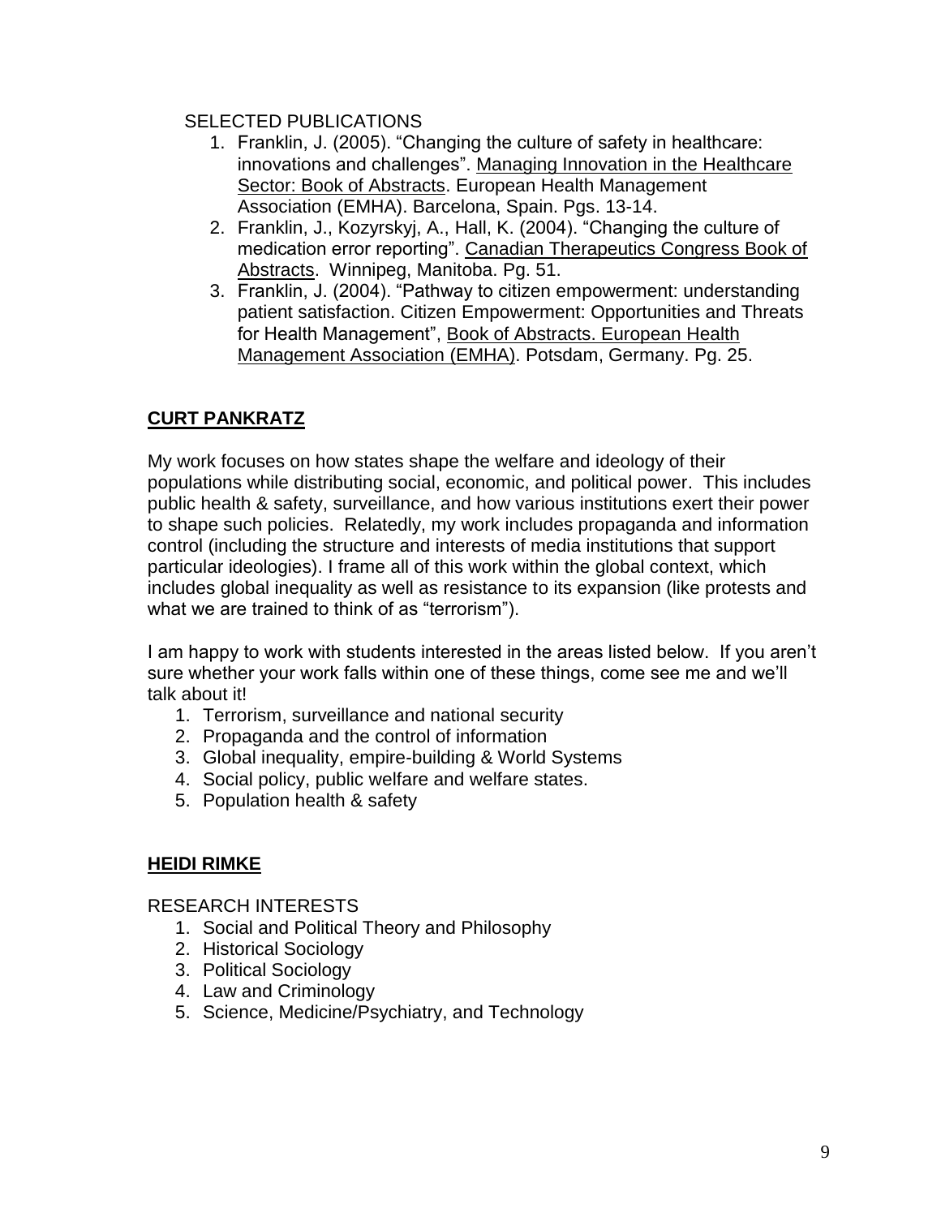SELECTED PUBLICATIONS

1. Franklin, J. (2005). "Changing the culture of safety in healthcare: innovations and challenges". Managing Innovation in the Healthcare Sector: Book of Abstracts. European Health Management Association (EMHA). Barcelona, Spain. Pgs. 13-14.
2. Franklin, J., Kozyrskyj, A., Hall, K. (2004). "Changing the culture of medication error reporting". Canadian Therapeutics Congress Book of Abstracts. Winnipeg, Manitoba. Pg. 51.
3. Franklin, J. (2004). "Pathway to citizen empowerment: understanding patient satisfaction. Citizen Empowerment: Opportunities and Threats for Health Management", Book of Abstracts. European Health Management Association (EMHA). Potsdam, Germany. Pg. 25.

## CURT PANKRATZ

My work focuses on how states shape the welfare and ideology of their populations while distributing social, economic, and political power. This includes public health & safety, surveillance, and how various institutions exert their power to shape such policies. Relatedly, my work includes propaganda and information control (including the structure and interests of media institutions that support particular ideologies). I frame all of this work within the global context, which includes global inequality as well as resistance to its expansion (like protests and what we are trained to think of as "terrorism").

I am happy to work with students interested in the areas listed below. If you aren't sure whether your work falls within one of these things, come see me and we'll talk about it!

1. Terrorism, surveillance and national security
2. Propaganda and the control of information
3. Global inequality, empire-building & World Systems
4. Social policy, public welfare and welfare states.
5. Population health & safety

## HEIDI RIMKE

RESEARCH INTERESTS

1. Social and Political Theory and Philosophy
2. Historical Sociology
3. Political Sociology
4. Law and Criminology
5. Science, Medicine/Psychiatry, and Technology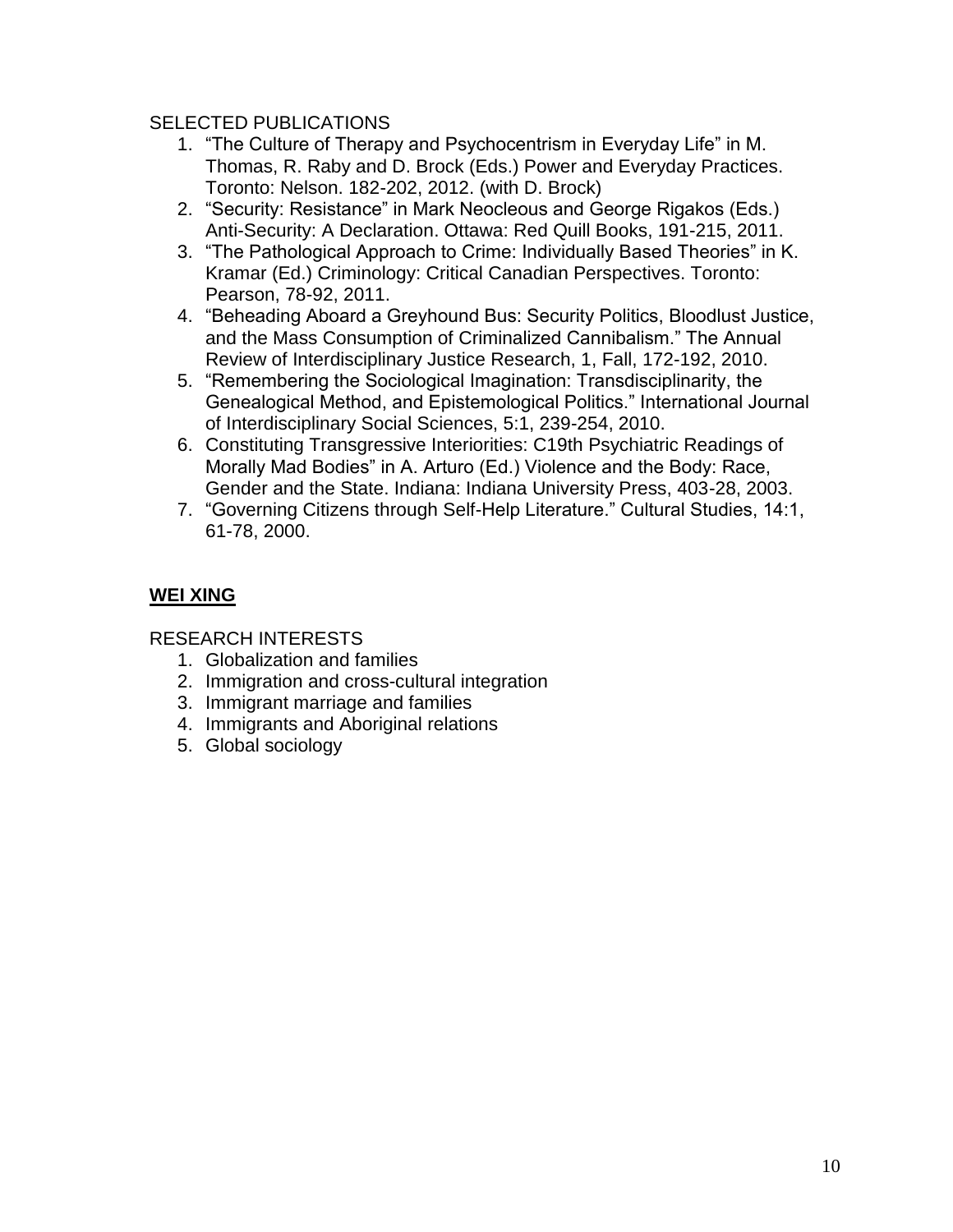SELECTED PUBLICATIONS

1. “The Culture of Therapy and Psychocentrism in Everyday Life” in M. Thomas, R. Raby and D. Brock (Eds.) Power and Everyday Practices. Toronto: Nelson. 182-202, 2012. (with D. Brock)
2. “Security: Resistance” in Mark Neocleous and George Rigakos (Eds.) Anti-Security: A Declaration. Ottawa: Red Quill Books, 191-215, 2011.
3. “The Pathological Approach to Crime: Individually Based Theories” in K. Kramar (Ed.) Criminology: Critical Canadian Perspectives. Toronto: Pearson, 78-92, 2011.
4. “Beheading Aboard a Greyhound Bus: Security Politics, Bloodlust Justice, and the Mass Consumption of Criminalized Cannibalism.” The Annual Review of Interdisciplinary Justice Research, 1, Fall, 172-192, 2010.
5. “Remembering the Sociological Imagination: Transdisciplinarity, the Genealogical Method, and Epistemological Politics.” International Journal of Interdisciplinary Social Sciences, 5:1, 239-254, 2010.
6. Constituting Transgressive Interiorities: C19th Psychiatric Readings of Morally Mad Bodies” in A. Arturo (Ed.) Violence and the Body: Race, Gender and the State. Indiana: Indiana University Press, 403-28, 2003.
7. “Governing Citizens through Self-Help Literature.” Cultural Studies, 14:1, 61-78, 2000.

## **WEI XING**

RESEARCH INTERESTS

1. Globalization and families
2. Immigration and cross-cultural integration
3. Immigrant marriage and families
4. Immigrants and Aboriginal relations
5. Global sociology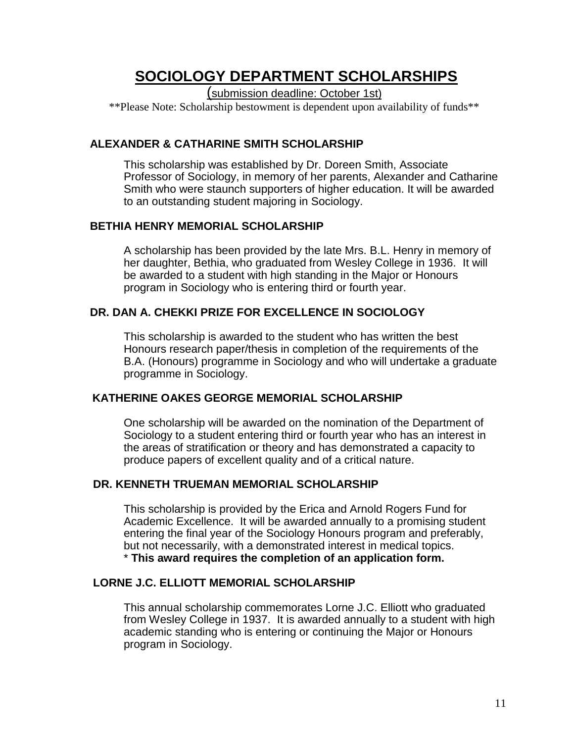# SOCIOLOGY DEPARTMENT SCHOLARSHIPS

(submission deadline: October 1st)

**Please Note: Scholarship bestowment is dependent upon availability of funds**

### ALEXANDER & CATHARINE SMITH SCHOLARSHIP

This scholarship was established by Dr. Doreen Smith, Associate Professor of Sociology, in memory of her parents, Alexander and Catharine Smith who were staunch supporters of higher education. It will be awarded to an outstanding student majoring in Sociology.

### BETHIA HENRY MEMORIAL SCHOLARSHIP

A scholarship has been provided by the late Mrs. B.L. Henry in memory of her daughter, Bethia, who graduated from Wesley College in 1936. It will be awarded to a student with high standing in the Major or Honours program in Sociology who is entering third or fourth year.

### DR. DAN A. CHEKKI PRIZE FOR EXCELLENCE IN SOCIOLOGY

This scholarship is awarded to the student who has written the best Honours research paper/thesis in completion of the requirements of the B.A. (Honours) programme in Sociology and who will undertake a graduate programme in Sociology.

### KATHERINE OAKES GEORGE MEMORIAL SCHOLARSHIP

One scholarship will be awarded on the nomination of the Department of Sociology to a student entering third or fourth year who has an interest in the areas of stratification or theory and has demonstrated a capacity to produce papers of excellent quality and of a critical nature.

### DR. KENNETH TRUEMAN MEMORIAL SCHOLARSHIP

This scholarship is provided by the Erica and Arnold Rogers Fund for Academic Excellence. It will be awarded annually to a promising student entering the final year of the Sociology Honours program and preferably, but not necessarily, with a demonstrated interest in medical topics.
* **This award requires the completion of an application form.**

### LORNE J.C. ELLIOTT MEMORIAL SCHOLARSHIP

This annual scholarship commemorates Lorne J.C. Elliott who graduated from Wesley College in 1937. It is awarded annually to a student with high academic standing who is entering or continuing the Major or Honours program in Sociology.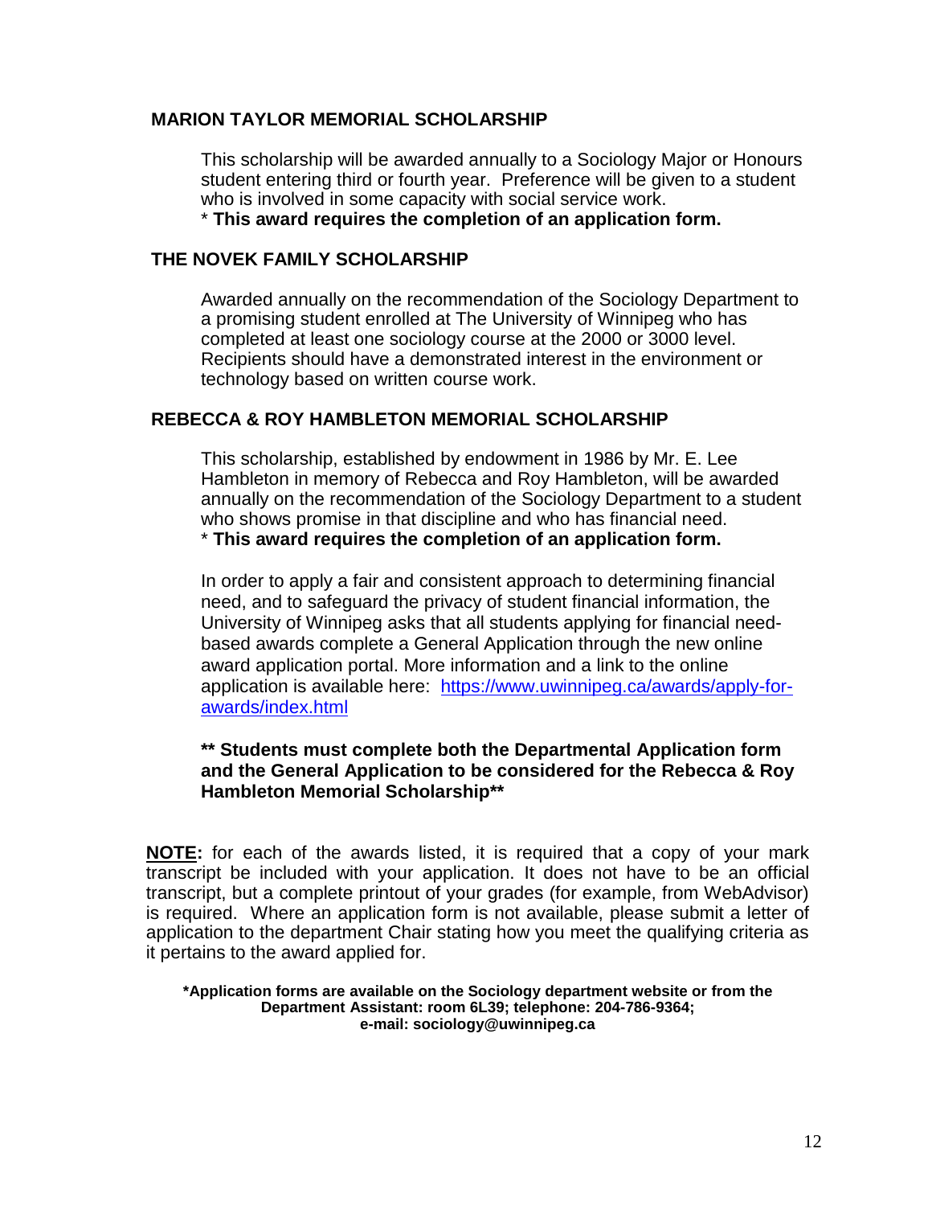## MARION TAYLOR MEMORIAL SCHOLARSHIP

This scholarship will be awarded annually to a Sociology Major or Honours student entering third or fourth year. Preference will be given to a student who is involved in some capacity with social service work.
* **This award requires the completion of an application form.**

## THE NOVEK FAMILY SCHOLARSHIP

Awarded annually on the recommendation of the Sociology Department to a promising student enrolled at The University of Winnipeg who has completed at least one sociology course at the 2000 or 3000 level. Recipients should have a demonstrated interest in the environment or technology based on written course work.

## REBECCA & ROY HAMBLETON MEMORIAL SCHOLARSHIP

This scholarship, established by endowment in 1986 by Mr. E. Lee Hambleton in memory of Rebecca and Roy Hambleton, will be awarded annually on the recommendation of the Sociology Department to a student who shows promise in that discipline and who has financial need.
* **This award requires the completion of an application form.**

In order to apply a fair and consistent approach to determining financial need, and to safeguard the privacy of student financial information, the University of Winnipeg asks that all students applying for financial need-based awards complete a General Application through the new online award application portal. More information and a link to the online application is available here: [https://www.uwinnipeg.ca/awards/apply-for-awards/index.html](https://www.uwinnipeg.ca/awards/apply-for-awards/index.html)

**** Students must complete both the Departmental Application form and the General Application to be considered for the Rebecca & Roy Hambleton Memorial Scholarship****

**NOTE:** for each of the awards listed, it is required that a copy of your mark transcript be included with your application. It does not have to be an official transcript, but a complete printout of your grades (for example, from WebAdvisor) is required. Where an application form is not available, please submit a letter of application to the department Chair stating how you meet the qualifying criteria as it pertains to the award applied for.

**\*Application forms are available on the Sociology department website or from the Department Assistant: room 6L39; telephone: 204-786-9364; e-mail: sociology@uwinnipeg.ca**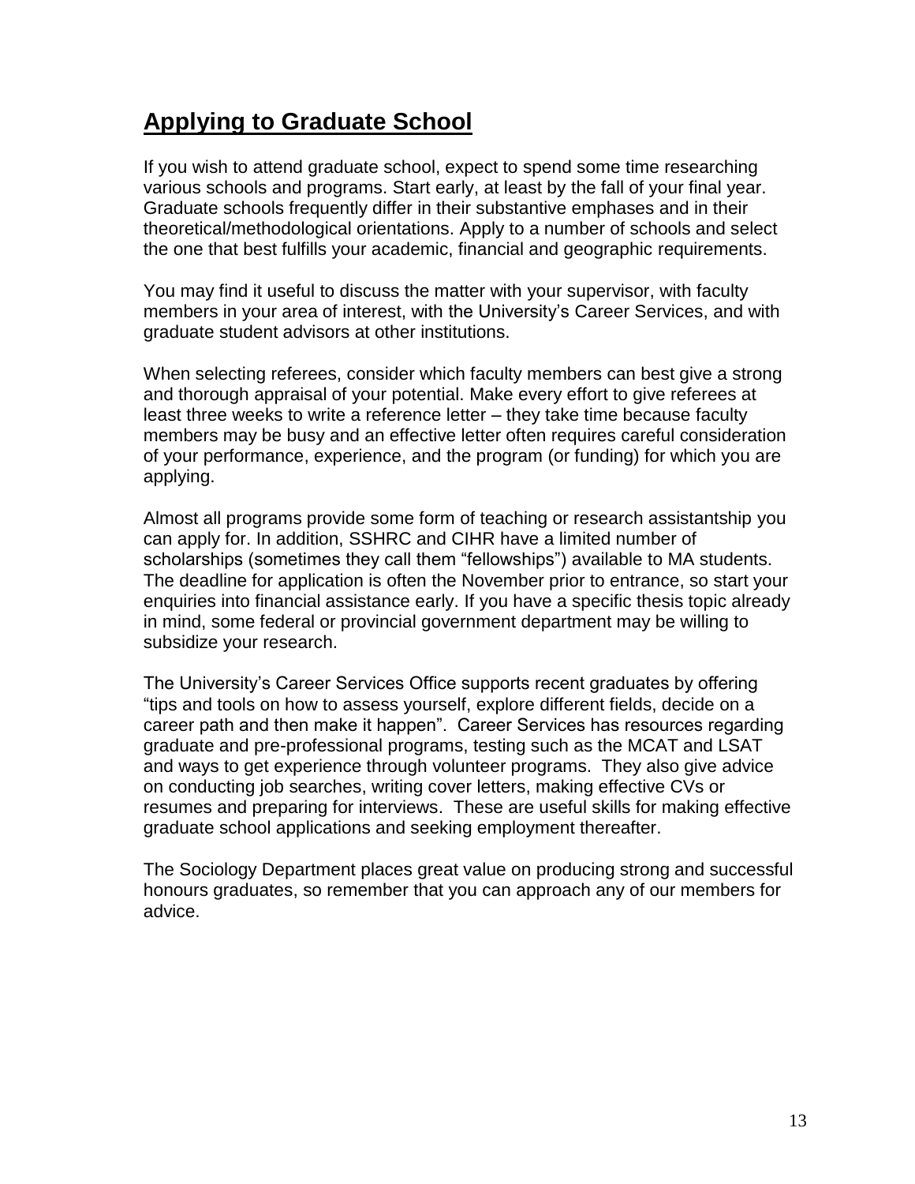## Applying to Graduate School

If you wish to attend graduate school, expect to spend some time researching various schools and programs. Start early, at least by the fall of your final year. Graduate schools frequently differ in their substantive emphases and in their theoretical/methodological orientations. Apply to a number of schools and select the one that best fulfills your academic, financial and geographic requirements.

You may find it useful to discuss the matter with your supervisor, with faculty members in your area of interest, with the University's Career Services, and with graduate student advisors at other institutions.

When selecting referees, consider which faculty members can best give a strong and thorough appraisal of your potential. Make every effort to give referees at least three weeks to write a reference letter – they take time because faculty members may be busy and an effective letter often requires careful consideration of your performance, experience, and the program (or funding) for which you are applying.

Almost all programs provide some form of teaching or research assistantship you can apply for. In addition, SSHRC and CIHR have a limited number of scholarships (sometimes they call them "fellowships") available to MA students. The deadline for application is often the November prior to entrance, so start your enquiries into financial assistance early. If you have a specific thesis topic already in mind, some federal or provincial government department may be willing to subsidize your research.

The University's Career Services Office supports recent graduates by offering "tips and tools on how to assess yourself, explore different fields, decide on a career path and then make it happen". Career Services has resources regarding graduate and pre-professional programs, testing such as the MCAT and LSAT and ways to get experience through volunteer programs. They also give advice on conducting job searches, writing cover letters, making effective CVs or resumes and preparing for interviews. These are useful skills for making effective graduate school applications and seeking employment thereafter.

The Sociology Department places great value on producing strong and successful honours graduates, so remember that you can approach any of our members for advice.